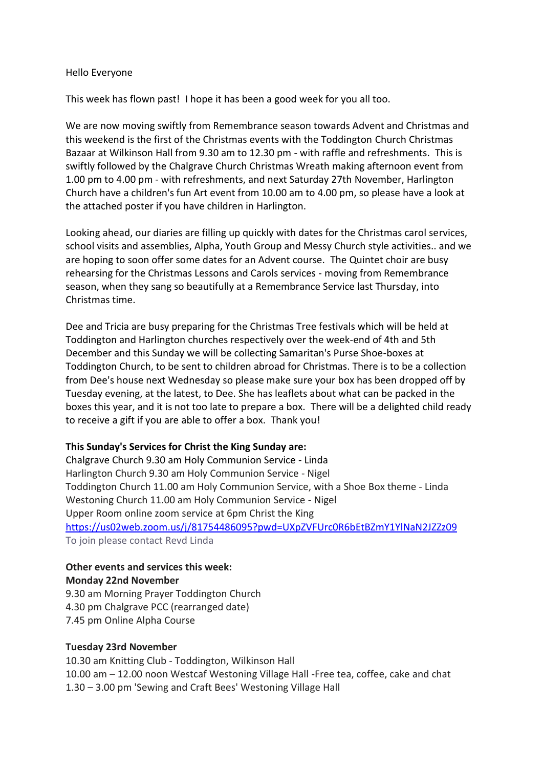Hello Everyone

This week has flown past!  I hope it has been a good week for you all too.

We are now moving swiftly from Remembrance season towards Advent and Christmas and this weekend is the first of the Christmas events with the Toddington Church Christmas Bazaar at Wilkinson Hall from 9.30 am to 12.30 pm - with raffle and refreshments.  This is swiftly followed by the Chalgrave Church Christmas Wreath making afternoon event from 1.00 pm to 4.00 pm - with refreshments, and next Saturday 27th November, Harlington Church have a children's fun Art event from 10.00 am to 4.00 pm, so please have a look at the attached poster if you have children in Harlington.

Looking ahead, our diaries are filling up quickly with dates for the Christmas carol services, school visits and assemblies, Alpha, Youth Group and Messy Church style activities.. and we are hoping to soon offer some dates for an Advent course.  The Quintet choir are busy rehearsing for the Christmas Lessons and Carols services - moving from Remembrance season, when they sang so beautifully at a Remembrance Service last Thursday, into Christmas time.

Dee and Tricia are busy preparing for the Christmas Tree festivals which will be held at Toddington and Harlington churches respectively over the week-end of 4th and 5th December and this Sunday we will be collecting Samaritan's Purse Shoe-boxes at Toddington Church, to be sent to children abroad for Christmas. There is to be a collection from Dee's house next Wednesday so please make sure your box has been dropped off by Tuesday evening, at the latest, to Dee. She has leaflets about what can be packed in the boxes this year, and it is not too late to prepare a box.  There will be a delighted child ready to receive a gift if you are able to offer a box.  Thank you!

**This Sunday's Services for Christ the King Sunday are:**

Chalgrave Church 9.30 am Holy Communion Service - Linda
Harlington Church 9.30 am Holy Communion Service - Nigel
Toddington Church 11.00 am Holy Communion Service, with a Shoe Box theme - Linda
Westoning Church 11.00 am Holy Communion Service - Nigel
Upper Room online zoom service at 6pm Christ the King
https://us02web.zoom.us/j/81754486095?pwd=UXpZVFUrc0R6bEtBZmY1YlNaN2JZZz09
To join please contact Revd Linda

**Other events and services this week:**

**Monday 22nd November**

9.30 am Morning Prayer Toddington Church
4.30 pm Chalgrave PCC (rearranged date)
7.45 pm Online Alpha Course

**Tuesday 23rd November**

10.30 am Knitting Club - Toddington, Wilkinson Hall
10.00 am – 12.00 noon Westcaf Westoning Village Hall -Free tea, coffee, cake and chat
1.30 – 3.00 pm 'Sewing and Craft Bees' Westoning Village Hall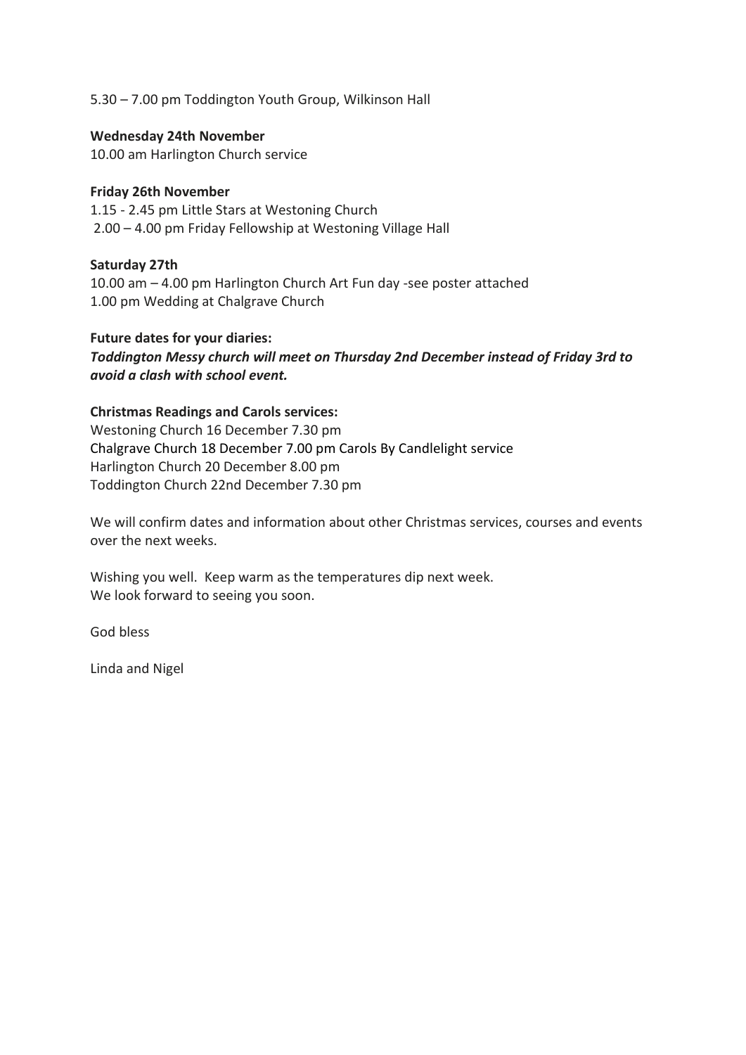5.30 – 7.00 pm Toddington Youth Group, Wilkinson Hall

**Wednesday 24th November**
10.00 am Harlington Church service

**Friday 26th November**
1.15 - 2.45 pm Little Stars at Westoning Church
2.00 – 4.00 pm Friday Fellowship at Westoning Village Hall

**Saturday 27th**
10.00 am – 4.00 pm Harlington Church Art Fun day -see poster attached
1.00 pm Wedding at Chalgrave Church

**Future dates for your diaries:**
***Toddington Messy church will meet on Thursday 2nd December instead of Friday 3rd to avoid a clash with school event.***

**Christmas Readings and Carols services:**
Westoning Church 16 December 7.30 pm
Chalgrave Church 18 December 7.00 pm Carols By Candlelight service
Harlington Church 20 December 8.00 pm
Toddington Church 22nd December 7.30 pm

We will confirm dates and information about other Christmas services, courses and events over the next weeks.

Wishing you well. Keep warm as the temperatures dip next week.
We look forward to seeing you soon.

God bless

Linda and Nigel